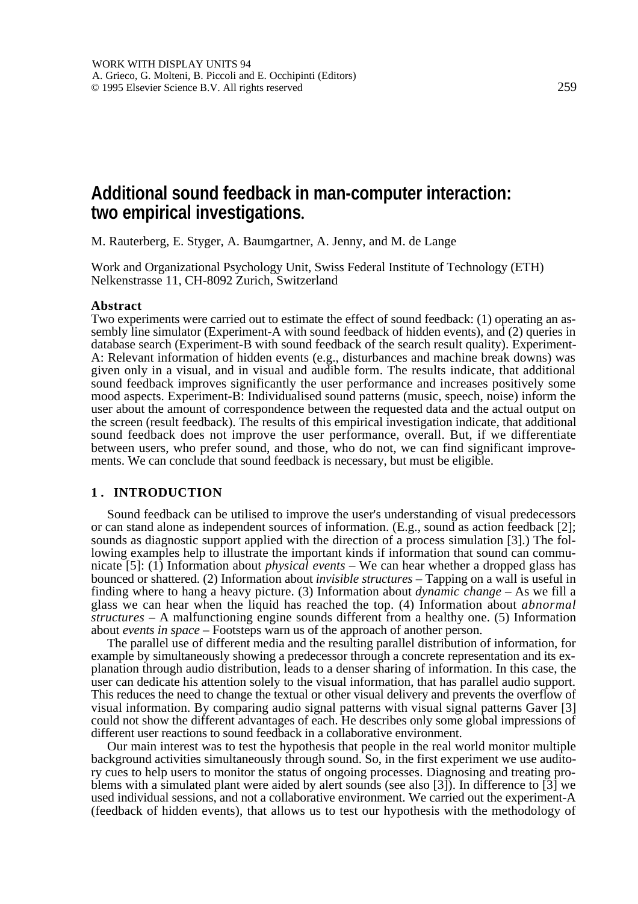WORK WITH DISPLAY UNITS 94
A. Grieco, G. Molteni, B. Piccoli and E. Occhipinti (Editors)
© 1995 Elsevier Science B.V. All rights reserved

# Additional sound feedback in man-computer interaction: two empirical investigations.

M. Rauterberg, E. Styger, A. Baumgartner, A. Jenny, and M. de Lange

Work and Organizational Psychology Unit, Swiss Federal Institute of Technology (ETH)
Nelkenstrasse 11, CH-8092 Zurich, Switzerland

**Abstract**

Two experiments were carried out to estimate the effect of sound feedback: (1) operating an assembly line simulator (Experiment-A with sound feedback of hidden events), and (2) queries in database search (Experiment-B with sound feedback of the search result quality). Experiment-A: Relevant information of hidden events (e.g., disturbances and machine break downs) was given only in a visual, and in visual and audible form. The results indicate, that additional sound feedback improves significantly the user performance and increases positively some mood aspects. Experiment-B: Individualised sound patterns (music, speech, noise) inform the user about the amount of correspondence between the requested data and the actual output on the screen (result feedback). The results of this empirical investigation indicate, that additional sound feedback does not improve the user performance, overall. But, if we differentiate between users, who prefer sound, and those, who do not, we can find significant improvements. We can conclude that sound feedback is necessary, but must be eligible.

## 1. INTRODUCTION

Sound feedback can be utilised to improve the user's understanding of visual predecessors or can stand alone as independent sources of information. (E.g., sound as action feedback [2]; sounds as diagnostic support applied with the direction of a process simulation [3].) The following examples help to illustrate the important kinds if information that sound can communicate [5]: (1) Information about *physical events* – We can hear whether a dropped glass has bounced or shattered. (2) Information about *invisible structures* – Tapping on a wall is useful in finding where to hang a heavy picture. (3) Information about *dynamic change* – As we fill a glass we can hear when the liquid has reached the top. (4) Information about *abnormal structures* – A malfunctioning engine sounds different from a healthy one. (5) Information about *events in space* – Footsteps warn us of the approach of another person.

The parallel use of different media and the resulting parallel distribution of information, for example by simultaneously showing a predecessor through a concrete representation and its explanation through audio distribution, leads to a denser sharing of information. In this case, the user can dedicate his attention solely to the visual information, that has parallel audio support. This reduces the need to change the textual or other visual delivery and prevents the overflow of visual information. By comparing audio signal patterns with visual signal patterns Gaver [3] could not show the different advantages of each. He describes only some global impressions of different user reactions to sound feedback in a collaborative environment.

Our main interest was to test the hypothesis that people in the real world monitor multiple background activities simultaneously through sound. So, in the first experiment we use auditory cues to help users to monitor the status of ongoing processes. Diagnosing and treating problems with a simulated plant were aided by alert sounds (see also [3]). In difference to [3] we used individual sessions, and not a collaborative environment. We carried out the experiment-A (feedback of hidden events), that allows us to test our hypothesis with the methodology of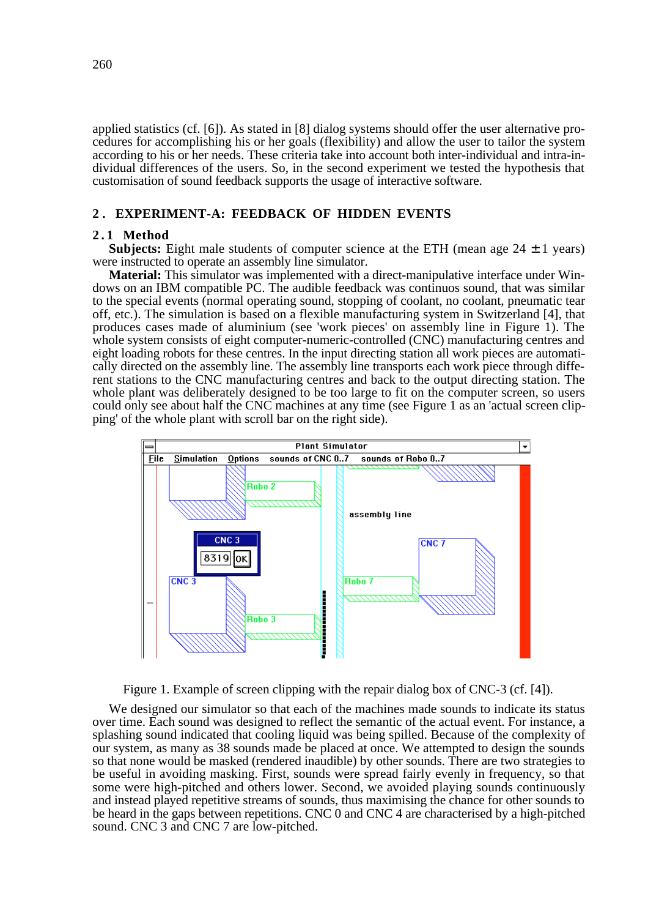applied statistics (cf. [6]). As stated in [8] dialog systems should offer the user alternative procedures for accomplishing his or her goals (flexibility) and allow the user to tailor the system according to his or her needs. These criteria take into account both inter-individual and intra-individual differences of the users. So, in the second experiment we tested the hypothesis that customisation of sound feedback supports the usage of interactive software.

## 2. EXPERIMENT-A: FEEDBACK OF HIDDEN EVENTS

### 2.1 Method

**Subjects:** Eight male students of computer science at the ETH (mean age 24 $\pm$1 years) were instructed to operate an assembly line simulator.

**Material:** This simulator was implemented with a direct-manipulative interface under Windows on an IBM compatible PC. The audible feedback was continuos sound, that was similar to the special events (normal operating sound, stopping of coolant, no coolant, pneumatic tear off, etc.). The simulation is based on a flexible manufacturing system in Switzerland [4], that produces cases made of aluminium (see 'work pieces' on assembly line in Figure 1). The whole system consists of eight computer-numeric-controlled (CNC) manufacturing centres and eight loading robots for these centres. In the input directing station all work pieces are automatically directed on the assembly line. The assembly line transports each work piece through different stations to the CNC manufacturing centres and back to the output directing station. The whole plant was deliberately designed to be too large to fit on the computer screen, so users could only see about half the CNC machines at any time (see Figure 1 as an 'actual screen clipping' of the whole plant with scroll bar on the right side).

Figure 1. Example of screen clipping with the repair dialog box of CNC-3 (cf. [4]).

We designed our simulator so that each of the machines made sounds to indicate its status over time. Each sound was designed to reflect the semantic of the actual event. For instance, a splashing sound indicated that cooling liquid was being spilled. Because of the complexity of our system, as many as 38 sounds made be placed at once. We attempted to design the sounds so that none would be masked (rendered inaudible) by other sounds. There are two strategies to be useful in avoiding masking. First, sounds were spread fairly evenly in frequency, so that some were high-pitched and others lower. Second, we avoided playing sounds continuously and instead played repetitive streams of sounds, thus maximising the chance for other sounds to be heard in the gaps between repetitions. CNC 0 and CNC 4 are characterised by a high-pitched sound. CNC 3 and CNC 7 are low-pitched.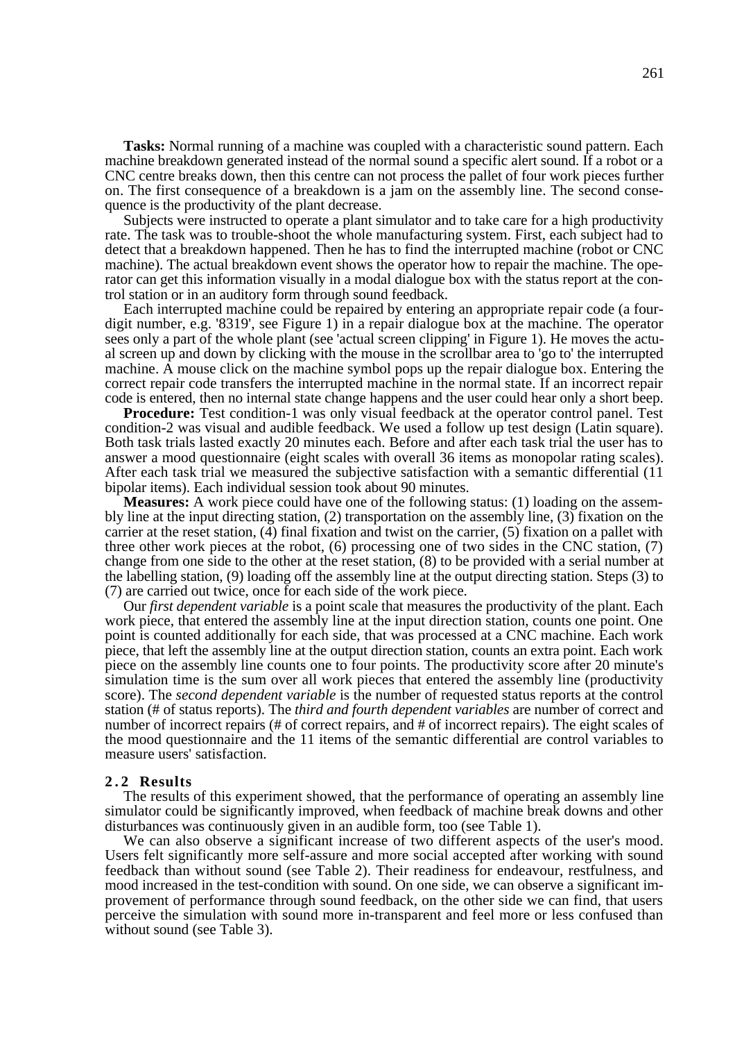**Tasks:** Normal running of a machine was coupled with a characteristic sound pattern. Each machine breakdown generated instead of the normal sound a specific alert sound. If a robot or a CNC centre breaks down, then this centre can not process the pallet of four work pieces further on. The first consequence of a breakdown is a jam on the assembly line. The second consequence is the productivity of the plant decrease.

Subjects were instructed to operate a plant simulator and to take care for a high productivity rate. The task was to trouble-shoot the whole manufacturing system. First, each subject had to detect that a breakdown happened. Then he has to find the interrupted machine (robot or CNC machine). The actual breakdown event shows the operator how to repair the machine. The operator can get this information visually in a modal dialogue box with the status report at the control station or in an auditory form through sound feedback.

Each interrupted machine could be repaired by entering an appropriate repair code (a four-digit number, e.g. '8319', see Figure 1) in a repair dialogue box at the machine. The operator sees only a part of the whole plant (see 'actual screen clipping' in Figure 1). He moves the actual screen up and down by clicking with the mouse in the scrollbar area to 'go to' the interrupted machine. A mouse click on the machine symbol pops up the repair dialogue box. Entering the correct repair code transfers the interrupted machine in the normal state. If an incorrect repair code is entered, then no internal state change happens and the user could hear only a short beep.

**Procedure:** Test condition-1 was only visual feedback at the operator control panel. Test condition-2 was visual and audible feedback. We used a follow up test design (Latin square). Both task trials lasted exactly 20 minutes each. Before and after each task trial the user has to answer a mood questionnaire (eight scales with overall 36 items as monopolar rating scales). After each task trial we measured the subjective satisfaction with a semantic differential (11 bipolar items). Each individual session took about 90 minutes.

**Measures:** A work piece could have one of the following status: (1) loading on the assembly line at the input directing station, (2) transportation on the assembly line, (3) fixation on the carrier at the reset station, (4) final fixation and twist on the carrier, (5) fixation on a pallet with three other work pieces at the robot, (6) processing one of two sides in the CNC station, (7) change from one side to the other at the reset station, (8) to be provided with a serial number at the labelling station, (9) loading off the assembly line at the output directing station. Steps (3) to (7) are carried out twice, once for each side of the work piece.

Our *first dependent variable* is a point scale that measures the productivity of the plant. Each work piece, that entered the assembly line at the input direction station, counts one point. One point is counted additionally for each side, that was processed at a CNC machine. Each work piece, that left the assembly line at the output direction station, counts an extra point. Each work piece on the assembly line counts one to four points. The productivity score after 20 minute's simulation time is the sum over all work pieces that entered the assembly line (productivity score). The *second dependent variable* is the number of requested status reports at the control station (# of status reports). The *third and fourth dependent variables* are number of correct and number of incorrect repairs (# of correct repairs, and # of incorrect repairs). The eight scales of the mood questionnaire and the 11 items of the semantic differential are control variables to measure users' satisfaction.

## 2.2 Results

The results of this experiment showed, that the performance of operating an assembly line simulator could be significantly improved, when feedback of machine break downs and other disturbances was continuously given in an audible form, too (see Table 1).

We can also observe a significant increase of two different aspects of the user's mood. Users felt significantly more self-assure and more social accepted after working with sound feedback than without sound (see Table 2). Their readiness for endeavour, restfulness, and mood increased in the test-condition with sound. On one side, we can observe a significant improvement of performance through sound feedback, on the other side we can find, that users perceive the simulation with sound more in-transparent and feel more or less confused than without sound (see Table 3).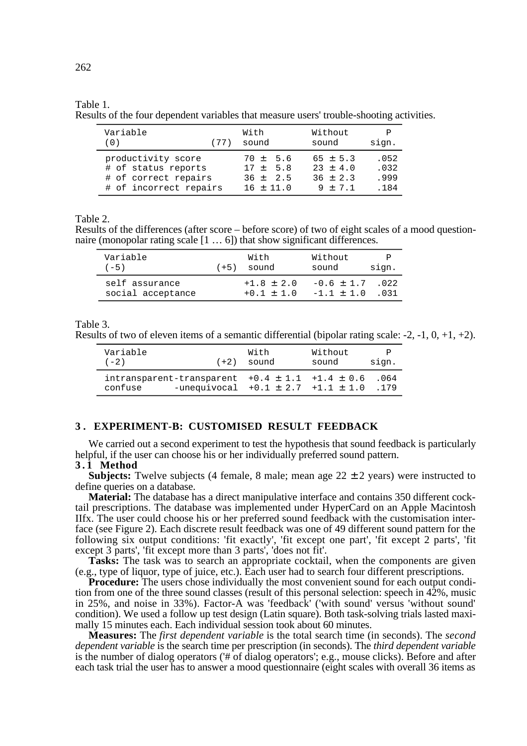Table 1.
Results of the four dependent variables that measure users' trouble-shooting activities.

| Variable (0) (77) | With sound | Without sound | P sign. |
|---|---|---|---|
| productivity score | 70 ± 5.6 | 65 ± 5.3 | .052 |
| # of status reports | 17 ± 5.8 | 23 ± 4.0 | .032 |
| # of correct repairs | 36 ± 2.5 | 36 ± 2.3 | .999 |
| # of incorrect repairs | 16 ± 11.0 | 9 ± 7.1 | .184 |

Table 2.
Results of the differences (after score – before score) of two of eight scales of a mood questionnaire (monopolar rating scale [1 … 6]) that show significant differences.

| Variable (-5) (+5) | With sound | Without sound | P sign. |
|---|---|---|---|
| self assurance | +1.8 ± 2.0 | -0.6 ± 1.7 | .022 |
| social acceptance | +0.1 ± 1.0 | -1.1 ± 1.0 | .031 |

Table 3.
Results of two of eleven items of a semantic differential (bipolar rating scale: -2, -1, 0, +1, +2).

| Variable (-2) (+2) | With sound | Without sound | P sign. |
|---|---|---|---|
| intransparent-transparent | +0.4 ± 1.1 | +1.4 ± 0.6 | .064 |
| confuse -unequivocal | +0.1 ± 2.7 | +1.1 ± 1.0 | .179 |

## 3. EXPERIMENT-B: CUSTOMISED RESULT FEEDBACK

We carried out a second experiment to test the hypothesis that sound feedback is particularly helpful, if the user can choose his or her individually preferred sound pattern.

### 3.1 Method

**Subjects:** Twelve subjects (4 female, 8 male; mean age 22 ± 2 years) were instructed to define queries on a database.

**Material:** The database has a direct manipulative interface and contains 350 different cocktail prescriptions. The database was implemented under HyperCard on an Apple Macintosh IIfx. The user could choose his or her preferred sound feedback with the customisation interface (see Figure 2). Each discrete result feedback was one of 49 different sound pattern for the following six output conditions: 'fit exactly', 'fit except one part', 'fit except 2 parts', 'fit except 3 parts', 'fit except more than 3 parts', 'does not fit'.

**Tasks:** The task was to search an appropriate cocktail, when the components are given (e.g., type of liquor, type of juice, etc.). Each user had to search four different prescriptions.

**Procedure:** The users chose individually the most convenient sound for each output condition from one of the three sound classes (result of this personal selection: speech in 42%, music in 25%, and noise in 33%). Factor-A was 'feedback' ('with sound' versus 'without sound' condition). We used a follow up test design (Latin square). Both task-solving trials lasted maximally 15 minutes each. Each individual session took about 60 minutes.

**Measures:** The *first dependent variable* is the total search time (in seconds). The *second dependent variable* is the search time per prescription (in seconds). The *third dependent variable* is the number of dialog operators ('# of dialog operators'; e.g., mouse clicks). Before and after each task trial the user has to answer a mood questionnaire (eight scales with overall 36 items as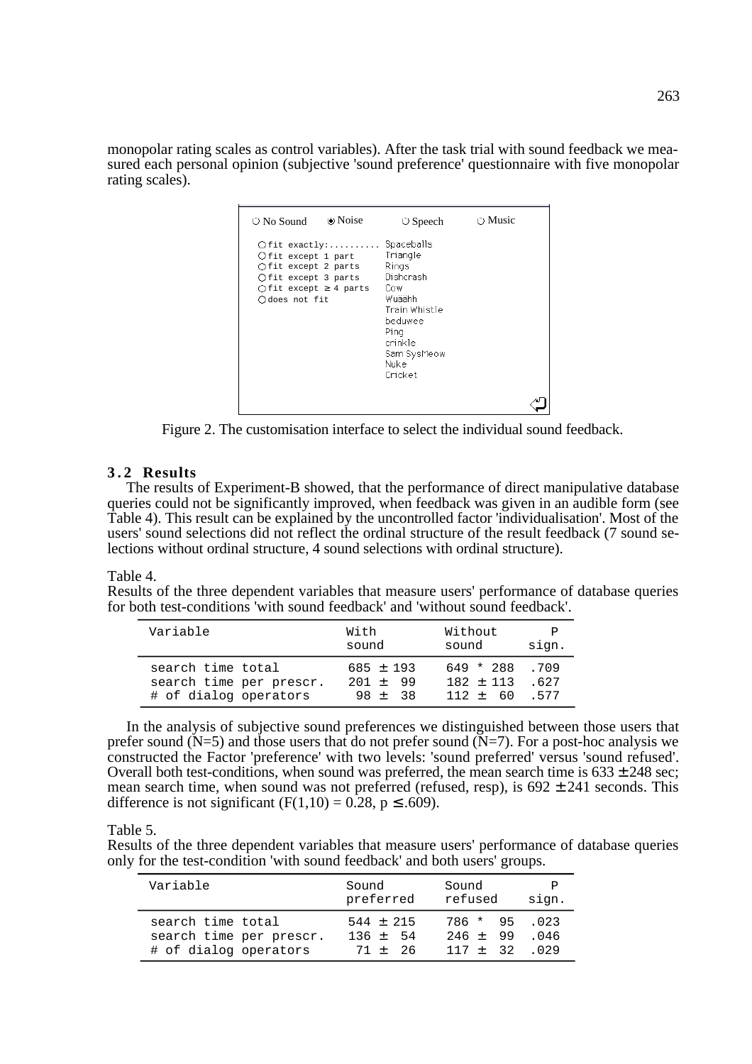monopolar rating scales as control variables). After the task trial with sound feedback we measured each personal opinion (subjective 'sound preference' questionnaire with five monopolar rating scales).

Figure 2. The customisation interface to select the individual sound feedback.

### 3.2 Results

The results of Experiment-B showed, that the performance of direct manipulative database queries could not be significantly improved, when feedback was given in an audible form (see Table 4). This result can be explained by the uncontrolled factor 'individualisation'. Most of the users' sound selections did not reflect the ordinal structure of the result feedback (7 sound selections without ordinal structure, 4 sound selections with ordinal structure).

Table 4.
Results of the three dependent variables that measure users' performance of database queries for both test-conditions 'with sound feedback' and 'without sound feedback'.

| Variable | With sound | Without sound | P sign. |
|---|---|---|---|
| search time total | 685 ± 193 | 649 * 288 | .709 |
| search time per prescr. | 201 ± 99 | 182 ± 113 | .627 |
| # of dialog operators | 98 ± 38 | 112 ± 60 | .577 |

In the analysis of subjective sound preferences we distinguished between those users that prefer sound (N=5) and those users that do not prefer sound (N=7). For a post-hoc analysis we constructed the Factor 'preference' with two levels: 'sound preferred' versus 'sound refused'. Overall both test-conditions, when sound was preferred, the mean search time is 633 ± 248 sec; mean search time, when sound was not preferred (refused, resp), is 692 ± 241 seconds. This difference is not significant ($F(1,10) = 0.28$, $p \leq .609$).

Table 5.
Results of the three dependent variables that measure users' performance of database queries only for the test-condition 'with sound feedback' and both users' groups.

| Variable | Sound preferred | Sound refused | P sign. |
|---|---|---|---|
| search time total | 544 ± 215 | 786 * 95 | .023 |
| search time per prescr. | 136 ± 54 | 246 ± 99 | .046 |
| # of dialog operators | 71 ± 26 | 117 ± 32 | .029 |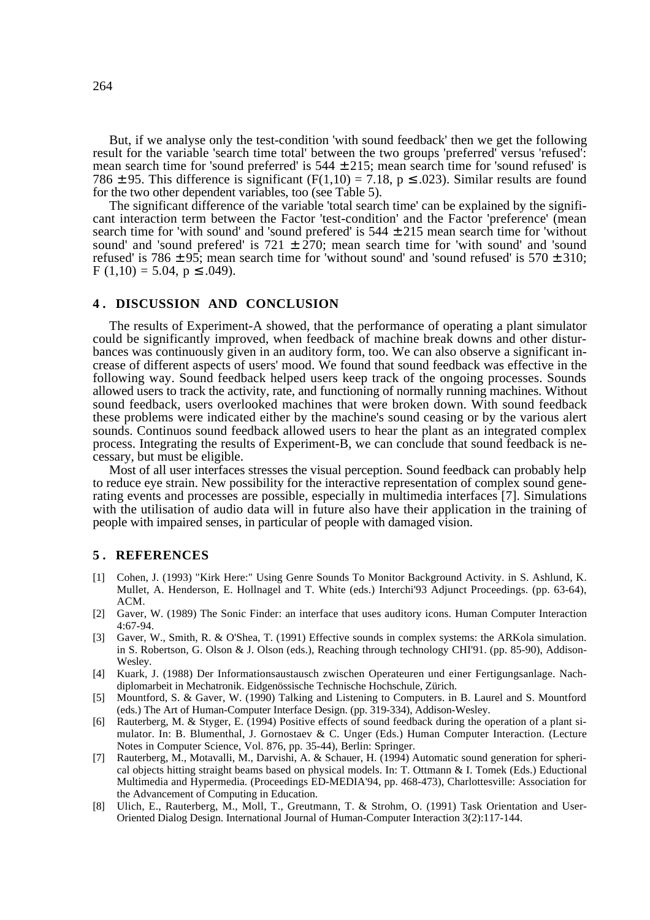But, if we analyse only the test-condition 'with sound feedback' then we get the following result for the variable 'search time total' between the two groups 'preferred' versus 'refused': mean search time for 'sound preferred' is 544 $\pm$ 215; mean search time for 'sound refused' is 786 $\pm$ 95. This difference is significant ($F(1,10) = 7.18$, $p \leq .023$). Similar results are found for the two other dependent variables, too (see Table 5).

The significant difference of the variable 'total search time' can be explained by the significant interaction term between the Factor 'test-condition' and the Factor 'preference' (mean search time for 'with sound' and 'sound prefered' is 544 $\pm$ 215 mean search time for 'without sound' and 'sound prefered' is 721 $\pm$ 270; mean search time for 'with sound' and 'sound refused' is 786 $\pm$ 95; mean search time for 'without sound' and 'sound refused' is 570 $\pm$ 310; $F(1,10) = 5.04$, $p \leq .049$).

## 4. DISCUSSION AND CONCLUSION

The results of Experiment-A showed, that the performance of operating a plant simulator could be significantly improved, when feedback of machine break downs and other disturbances was continuously given in an auditory form, too. We can also observe a significant increase of different aspects of users' mood. We found that sound feedback was effective in the following way. Sound feedback helped users keep track of the ongoing processes. Sounds allowed users to track the activity, rate, and functioning of normally running machines. Without sound feedback, users overlooked machines that were broken down. With sound feedback these problems were indicated either by the machine's sound ceasing or by the various alert sounds. Continuos sound feedback allowed users to hear the plant as an integrated complex process. Integrating the results of Experiment-B, we can conclude that sound feedback is necessary, but must be eligible.

Most of all user interfaces stresses the visual perception. Sound feedback can probably help to reduce eye strain. New possibility for the interactive representation of complex sound generating events and processes are possible, especially in multimedia interfaces [7]. Simulations with the utilisation of audio data will in future also have their application in the training of people with impaired senses, in particular of people with damaged vision.

## 5. REFERENCES

[1] Cohen, J. (1993) "Kirk Here:" Using Genre Sounds To Monitor Background Activity. in S. Ashlund, K. Mullet, A. Henderson, E. Hollnagel and T. White (eds.) Interchi'93 Adjunct Proceedings. (pp. 63-64), ACM.

[2] Gaver, W. (1989) The Sonic Finder: an interface that uses auditory icons. Human Computer Interaction 4:67-94.

[3] Gaver, W., Smith, R. & O'Shea, T. (1991) Effective sounds in complex systems: the ARKola simulation. in S. Robertson, G. Olson & J. Olson (eds.), Reaching through technology CHI'91. (pp. 85-90), Addison-Wesley.

[4] Kuark, J. (1988) Der Informationsaustausch zwischen Operateuren und einer Fertigungsanlage. Nachdiplomarbeit in Mechatronik. Eidgenössische Technische Hochschule, Zürich.

[5] Mountford, S. & Gaver, W. (1990) Talking and Listening to Computers. in B. Laurel and S. Mountford (eds.) The Art of Human-Computer Interface Design. (pp. 319-334), Addison-Wesley.

[6] Rauterberg, M. & Styger, E. (1994) Positive effects of sound feedback during the operation of a plant simulator. In: B. Blumenthal, J. Gornostaev & C. Unger (Eds.) Human Computer Interaction. (Lecture Notes in Computer Science, Vol. 876, pp. 35-44), Berlin: Springer.

[7] Rauterberg, M., Motavalli, M., Darvishi, A. & Schauer, H. (1994) Automatic sound generation for spherical objects hitting straight beams based on physical models. In: T. Ottmann & I. Tomek (Eds.) Eductional Multimedia and Hypermedia. (Proceedings ED-MEDIA'94, pp. 468-473), Charlottesville: Association for the Advancement of Computing in Education.

[8] Ulich, E., Rauterberg, M., Moll, T., Greutmann, T. & Strohm, O. (1991) Task Orientation and User-Oriented Dialog Design. International Journal of Human-Computer Interaction 3(2):117-144.